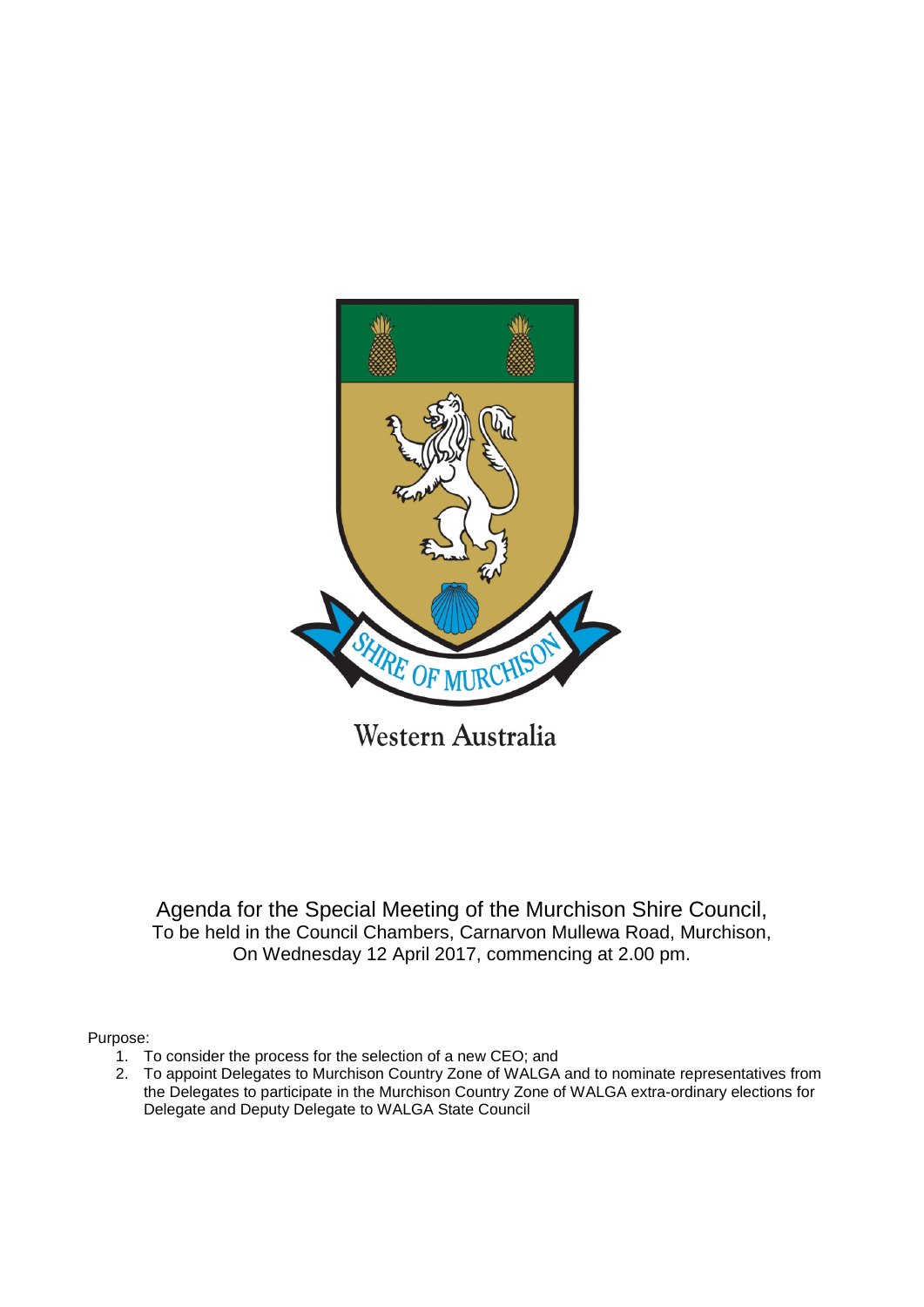SHIRE OF MURCHISON

Western Australia

# Agenda for the Special Meeting of the Murchison Shire Council,

To be held in the Council Chambers, Carnarvon Mullewa Road, Murchison,
On Wednesday 12 April 2017, commencing at 2.00 pm.

Purpose:

1. To consider the process for the selection of a new CEO; and
2. To appoint Delegates to Murchison Country Zone of WALGA and to nominate representatives from the Delegates to participate in the Murchison Country Zone of WALGA extra-ordinary elections for Delegate and Deputy Delegate to WALGA State Council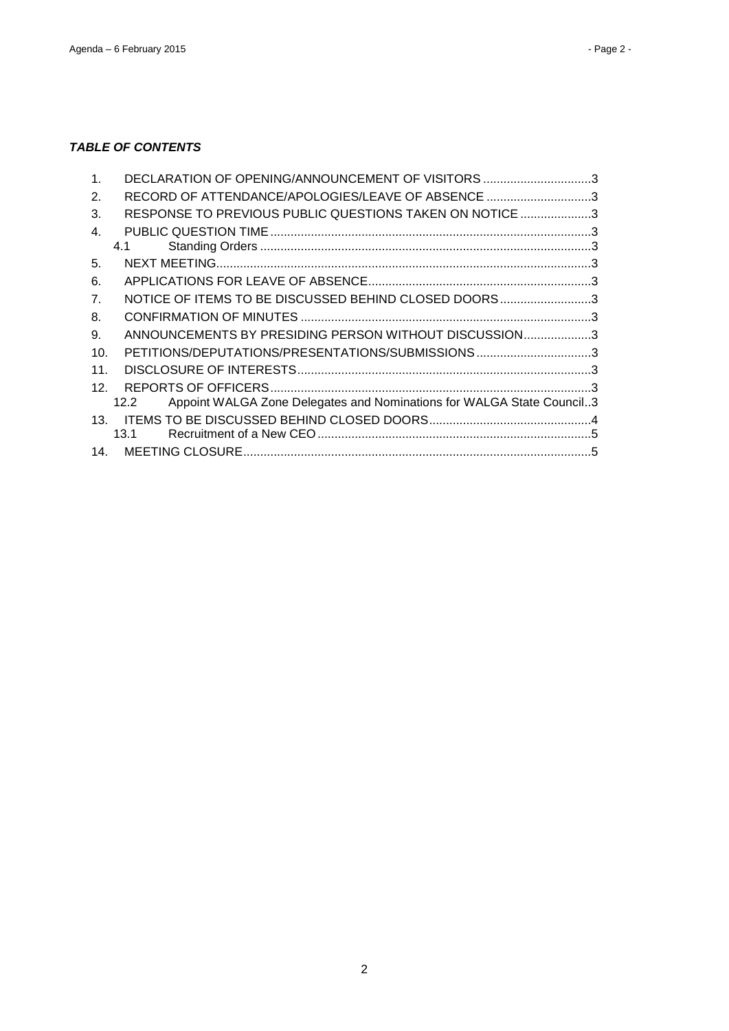***TABLE OF CONTENTS***

| | | |
|---|---|---|
| 1. | DECLARATION OF OPENING/ANNOUNCEMENT OF VISITORS | 3 |
| 2. | RECORD OF ATTENDANCE/APOLOGIES/LEAVE OF ABSENCE | 3 |
| 3. | RESPONSE TO PREVIOUS PUBLIC QUESTIONS TAKEN ON NOTICE | 3 |
| 4. | PUBLIC QUESTION TIME | 3 |
| 4.1 | Standing Orders | 3 |
| 5. | NEXT MEETING | 3 |
| 6. | APPLICATIONS FOR LEAVE OF ABSENCE | 3 |
| 7. | NOTICE OF ITEMS TO BE DISCUSSED BEHIND CLOSED DOORS | 3 |
| 8. | CONFIRMATION OF MINUTES | 3 |
| 9. | ANNOUNCEMENTS BY PRESIDING PERSON WITHOUT DISCUSSION | 3 |
| 10. | PETITIONS/DEPUTATIONS/PRESENTATIONS/SUBMISSIONS | 3 |
| 11. | DISCLOSURE OF INTERESTS | 3 |
| 12. | REPORTS OF OFFICERS | 3 |
| 12.2 | Appoint WALGA Zone Delegates and Nominations for WALGA State Council | 3 |
| 13. | ITEMS TO BE DISCUSSED BEHIND CLOSED DOORS | 4 |
| 13.1 | Recruitment of a New CEO | 5 |
| 14. | MEETING CLOSURE | 5 |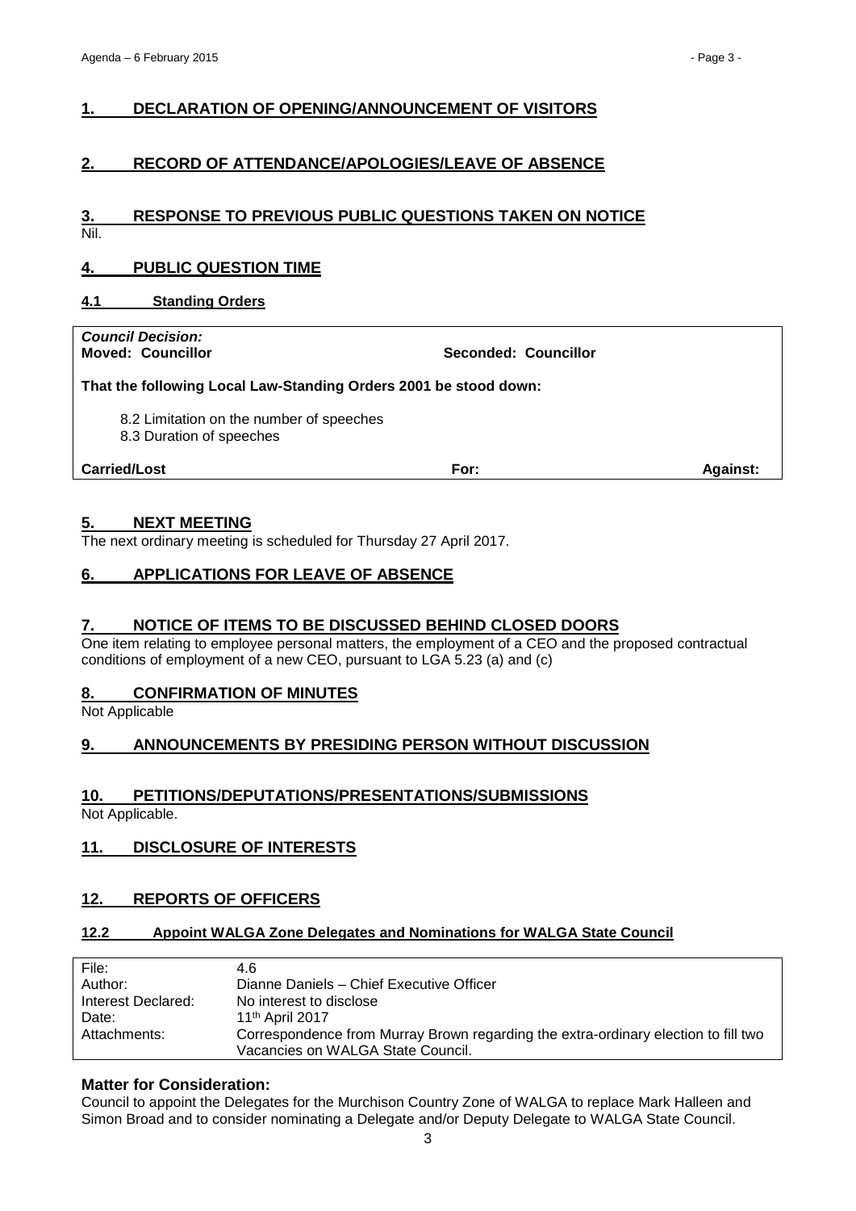## 1. DECLARATION OF OPENING/ANNOUNCEMENT OF VISITORS

## 2. RECORD OF ATTENDANCE/APOLOGIES/LEAVE OF ABSENCE

## 3. RESPONSE TO PREVIOUS PUBLIC QUESTIONS TAKEN ON NOTICE

Nil.

## 4. PUBLIC QUESTION TIME

### 4.1 Standing Orders

*Council Decision:*

**Moved: Councillor** **Seconded: Councillor**

**That the following Local Law-Standing Orders 2001 be stood down:**

8.2 Limitation on the number of speeches
8.3 Duration of speeches

**Carried/Lost** **For:** **Against:**

## 5. NEXT MEETING

The next ordinary meeting is scheduled for Thursday 27 April 2017.

## 6. APPLICATIONS FOR LEAVE OF ABSENCE

## 7. NOTICE OF ITEMS TO BE DISCUSSED BEHIND CLOSED DOORS

One item relating to employee personal matters, the employment of a CEO and the proposed contractual conditions of employment of a new CEO, pursuant to LGA 5.23 (a) and (c)

## 8. CONFIRMATION OF MINUTES

Not Applicable

## 9. ANNOUNCEMENTS BY PRESIDING PERSON WITHOUT DISCUSSION

## 10. PETITIONS/DEPUTATIONS/PRESENTATIONS/SUBMISSIONS

Not Applicable.

## 11. DISCLOSURE OF INTERESTS

## 12. REPORTS OF OFFICERS

### 12.2 Appoint WALGA Zone Delegates and Nominations for WALGA State Council

| | |
|---|---|
| File: | 4.6 |
| Author: | Dianne Daniels – Chief Executive Officer |
| Interest Declared: | No interest to disclose |
| Date: | 11th April 2017 |
| Attachments: | Correspondence from Murray Brown regarding the extra-ordinary election to fill two Vacancies on WALGA State Council. |

### Matter for Consideration:

Council to appoint the Delegates for the Murchison Country Zone of WALGA to replace Mark Halleen and Simon Broad and to consider nominating a Delegate and/or Deputy Delegate to WALGA State Council.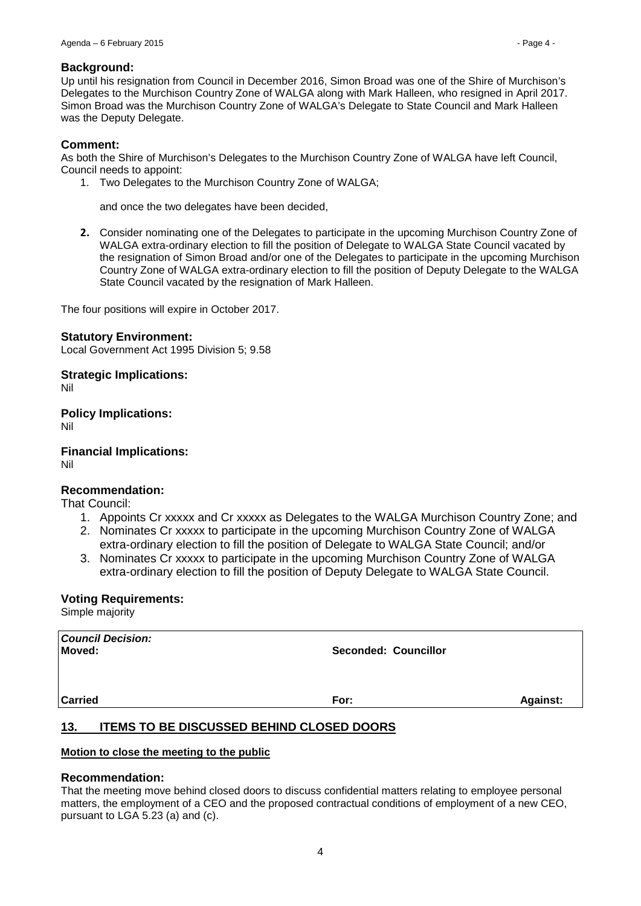### Background:

Up until his resignation from Council in December 2016, Simon Broad was one of the Shire of Murchison's Delegates to the Murchison Country Zone of WALGA along with Mark Halleen, who resigned in April 2017. Simon Broad was the Murchison Country Zone of WALGA's Delegate to State Council and Mark Halleen was the Deputy Delegate.

### Comment:

As both the Shire of Murchison's Delegates to the Murchison Country Zone of WALGA have left Council, Council needs to appoint:

1. Two Delegates to the Murchison Country Zone of WALGA;

   and once the two delegates have been decided,

2. Consider nominating one of the Delegates to participate in the upcoming Murchison Country Zone of WALGA extra-ordinary election to fill the position of Delegate to WALGA State Council vacated by the resignation of Simon Broad and/or one of the Delegates to participate in the upcoming Murchison Country Zone of WALGA extra-ordinary election to fill the position of Deputy Delegate to the WALGA State Council vacated by the resignation of Mark Halleen.

The four positions will expire in October 2017.

### Statutory Environment:

Local Government Act 1995 Division 5; 9.58

### Strategic Implications:

Nil

### Policy Implications:

Nil

### Financial Implications:

Nil

### Recommendation:

That Council:

1. Appoints Cr xxxxx and Cr xxxxx as Delegates to the WALGA Murchison Country Zone; and
2. Nominates Cr xxxxx to participate in the upcoming Murchison Country Zone of WALGA extra-ordinary election to fill the position of Delegate to WALGA State Council; and/or
3. Nominates Cr xxxxx to participate in the upcoming Murchison Country Zone of WALGA extra-ordinary election to fill the position of Deputy Delegate to WALGA State Council.

### Voting Requirements:

Simple majority

| ***Council Decision:*** | | |
|---|---|---|
| **Moved:** | **Seconded: Councillor** | |
| **Carried** | **For:** | **Against:** |

## 13. ITEMS TO BE DISCUSSED BEHIND CLOSED DOORS

**Motion to close the meeting to the public**

### Recommendation:

That the meeting move behind closed doors to discuss confidential matters relating to employee personal matters, the employment of a CEO and the proposed contractual conditions of employment of a new CEO, pursuant to LGA 5.23 (a) and (c).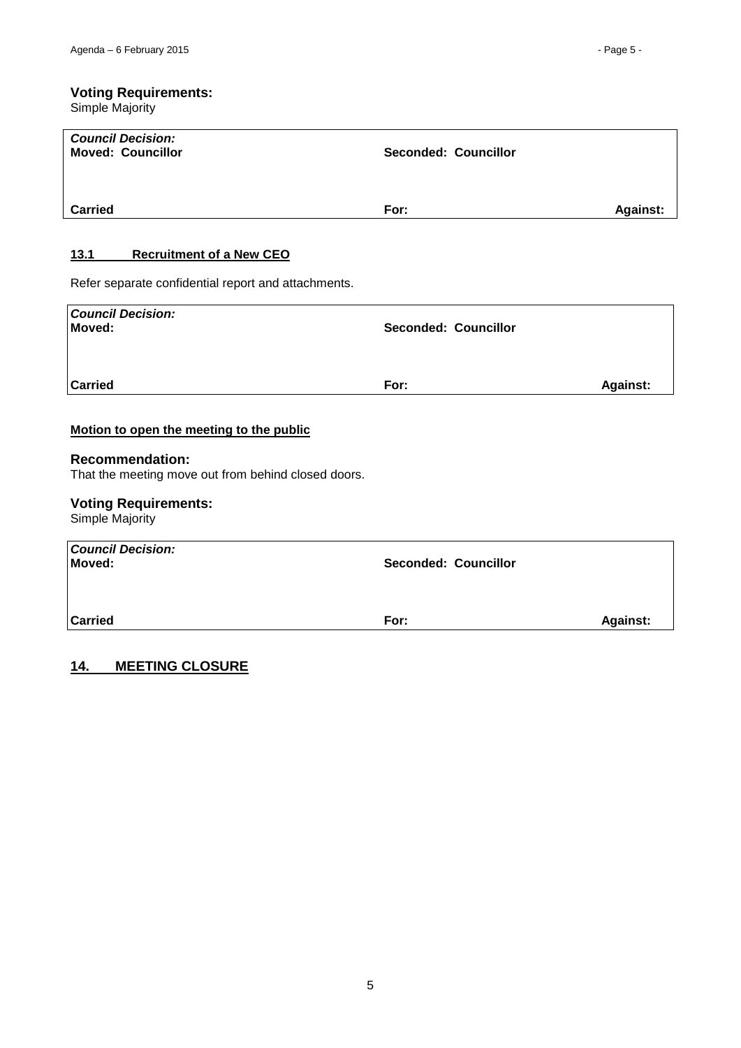### Voting Requirements:

Simple Majority

| | | |
|---|---|---|
| ***Council Decision:*** **Moved: Councillor** | **Seconded: Councillor** | |
| **Carried** | **For:** | **Against:** |

### 13.1 Recruitment of a New CEO

Refer separate confidential report and attachments.

| | | |
|---|---|---|
| ***Council Decision:*** **Moved:** | **Seconded: Councillor** | |
| **Carried** | **For:** | **Against:** |

**Motion to open the meeting to the public**

### Recommendation:

That the meeting move out from behind closed doors.

### Voting Requirements:

Simple Majority

| | | |
|---|---|---|
| ***Council Decision:*** **Moved:** | **Seconded: Councillor** | |
| **Carried** | **For:** | **Against:** |

## 14. MEETING CLOSURE